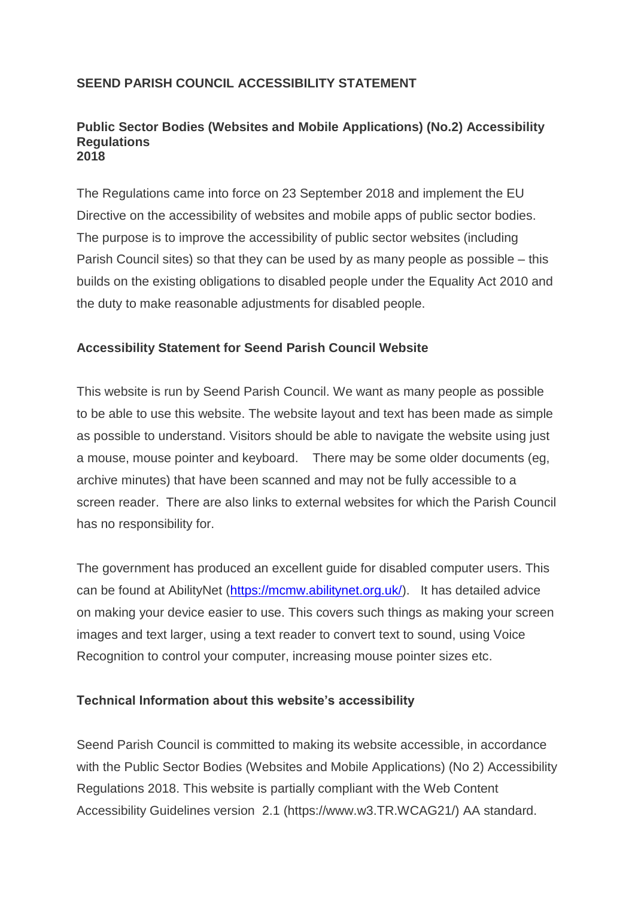**SEEND PARISH COUNCIL ACCESSIBILITY STATEMENT**

**Public Sector Bodies (Websites and Mobile Applications) (No.2) Accessibility Regulations 2018**

The Regulations came into force on 23 September 2018 and implement the EU Directive on the accessibility of websites and mobile apps of public sector bodies. The purpose is to improve the accessibility of public sector websites (including Parish Council sites) so that they can be used by as many people as possible – this builds on the existing obligations to disabled people under the Equality Act 2010 and the duty to make reasonable adjustments for disabled people.

**Accessibility Statement for Seend Parish Council Website**

This website is run by Seend Parish Council. We want as many people as possible to be able to use this website. The website layout and text has been made as simple as possible to understand. Visitors should be able to navigate the website using just a mouse, mouse pointer and keyboard. There may be some older documents (eg, archive minutes) that have been scanned and may not be fully accessible to a screen reader. There are also links to external websites for which the Parish Council has no responsibility for.

The government has produced an excellent guide for disabled computer users. This can be found at AbilityNet ([https://mcmw.abilitynet.org.uk/](https://mcmw.abilitynet.org.uk/)). It has detailed advice on making your device easier to use. This covers such things as making your screen images and text larger, using a text reader to convert text to sound, using Voice Recognition to control your computer, increasing mouse pointer sizes etc.

**Technical Information about this website's accessibility**

Seend Parish Council is committed to making its website accessible, in accordance with the Public Sector Bodies (Websites and Mobile Applications) (No 2) Accessibility Regulations 2018. This website is partially compliant with the Web Content Accessibility Guidelines version 2.1 (https://www.w3.TR.WCAG21/) AA standard.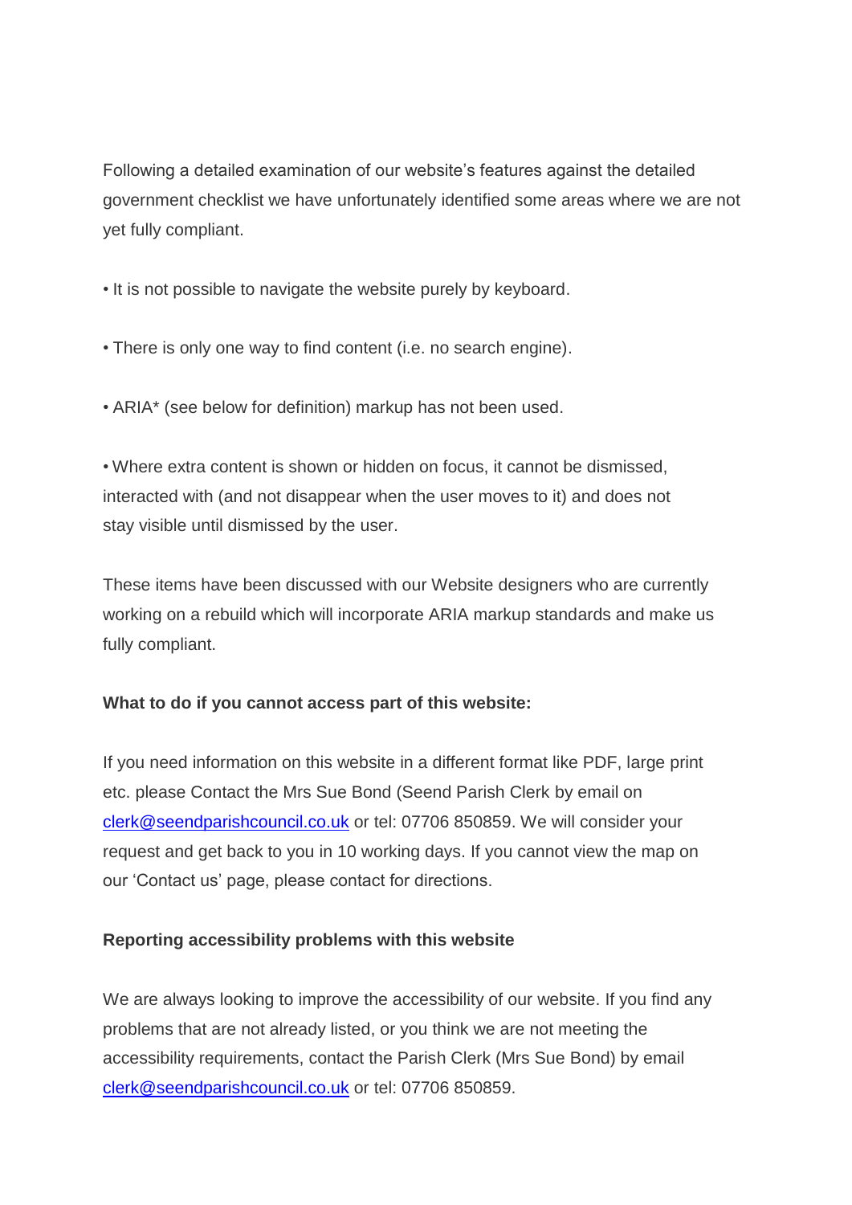Following a detailed examination of our website's features against the detailed government checklist we have unfortunately identified some areas where we are not yet fully compliant.

- It is not possible to navigate the website purely by keyboard.
- There is only one way to find content (i.e. no search engine).
- ARIA* (see below for definition) markup has not been used.
- Where extra content is shown or hidden on focus, it cannot be dismissed, interacted with (and not disappear when the user moves to it) and does not stay visible until dismissed by the user.

These items have been discussed with our Website designers who are currently working on a rebuild which will incorporate ARIA markup standards and make us fully compliant.

**What to do if you cannot access part of this website:**

If you need information on this website in a different format like PDF, large print etc. please Contact the Mrs Sue Bond (Seend Parish Clerk by email on [clerk@seendparishcouncil.co.uk](mailto:clerk@seendparishcouncil.co.uk) or tel: 07706 850859. We will consider your request and get back to you in 10 working days. If you cannot view the map on our 'Contact us' page, please contact for directions.

**Reporting accessibility problems with this website**

We are always looking to improve the accessibility of our website. If you find any problems that are not already listed, or you think we are not meeting the accessibility requirements, contact the Parish Clerk (Mrs Sue Bond) by email [clerk@seendparishcouncil.co.uk](mailto:clerk@seendparishcouncil.co.uk) or tel: 07706 850859.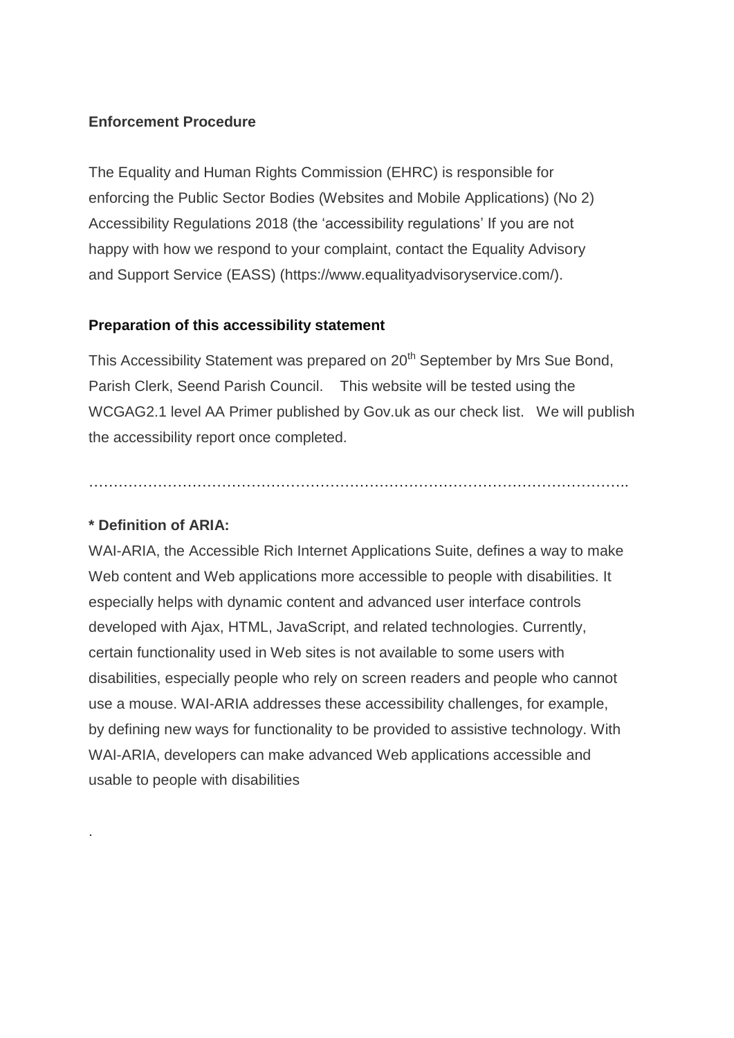**Enforcement Procedure**

The Equality and Human Rights Commission (EHRC) is responsible for enforcing the Public Sector Bodies (Websites and Mobile Applications) (No 2) Accessibility Regulations 2018 (the 'accessibility regulations' If you are not happy with how we respond to your complaint, contact the Equality Advisory and Support Service (EASS) (https://www.equalityadvisoryservice.com/).

**Preparation of this accessibility statement**

This Accessibility Statement was prepared on 20th September by Mrs Sue Bond, Parish Clerk, Seend Parish Council. This website will be tested using the WCGAG2.1 level AA Primer published by Gov.uk as our check list. We will publish the accessibility report once completed.

…………………………………………………………………………………………….

**\* Definition of ARIA:**

WAI-ARIA, the Accessible Rich Internet Applications Suite, defines a way to make Web content and Web applications more accessible to people with disabilities. It especially helps with dynamic content and advanced user interface controls developed with Ajax, HTML, JavaScript, and related technologies. Currently, certain functionality used in Web sites is not available to some users with disabilities, especially people who rely on screen readers and people who cannot use a mouse. WAI-ARIA addresses these accessibility challenges, for example, by defining new ways for functionality to be provided to assistive technology. With WAI-ARIA, developers can make advanced Web applications accessible and usable to people with disabilities

.